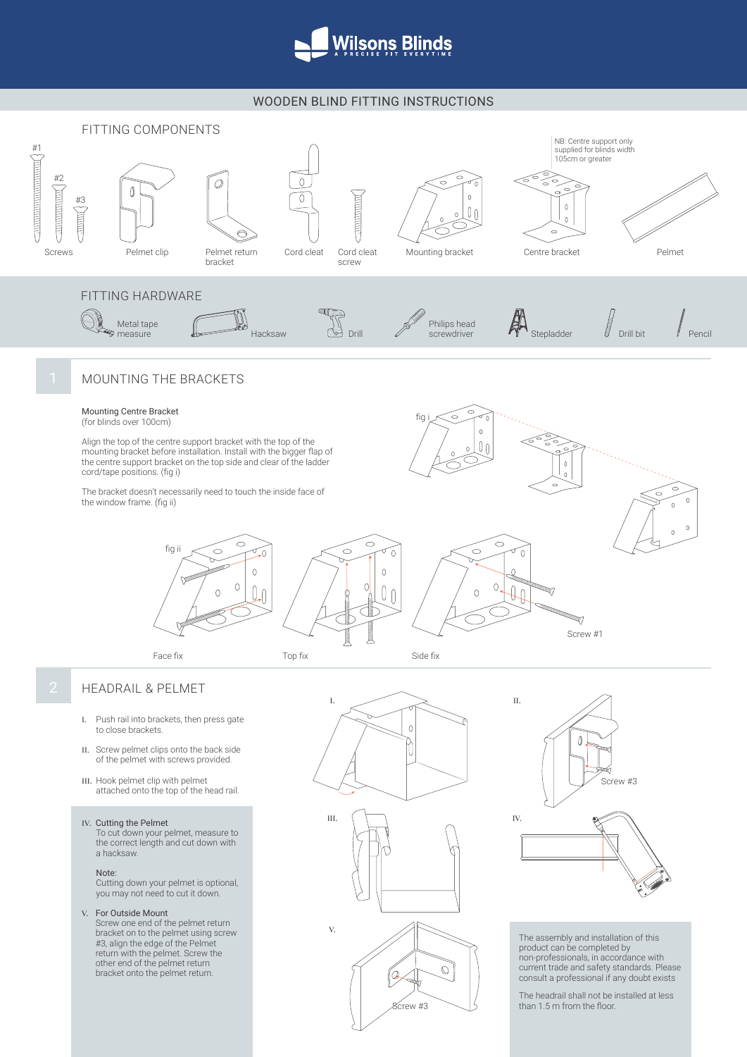# Wilsons Blinds

A PRECISE FIT EVERYTIME

## WOODEN BLIND FITTING INSTRUCTIONS

### FITTING COMPONENTS

#1 #2 #3

Screws | Pelmet clip | Pelmet return bracket | Cord cleat | Cord cleat screw | Mounting bracket | Centre bracket | Pelmet

NB: Centre support only supplied for blinds width 105cm or greater

### FITTING HARDWARE

Metal tape measure | Hacksaw | Drill | Philips head screwdriver | Stepladder | Drill bit | Pencil

## 1 MOUNTING THE BRACKETS

**Mounting Centre Bracket**
(for blinds over 100cm)

Align the top of the centre support bracket with the top of the mounting bracket before installation. Install with the bigger flap of the centre support bracket on the top side and clear of the ladder cord/tape positions. (fig i)

The bracket doesn't necessarily need to touch the inside face of the window frame. (fig ii)

fig i

fig ii

Face fix | Top fix | Side fix

Screw #1

## 2 HEADRAIL & PELMET

I. Push rail into brackets, then press gate to close brackets.

II. Screw pelmet clips onto the back side of the pelmet with screws provided.

III. Hook pelmet clip with pelmet attached onto the top of the head rail.

IV. **Cutting the Pelmet**
To cut down your pelmet, measure to the correct length and cut down with a hacksaw.

Note:
Cutting down your pelmet is optional, you may not need to cut it down.

V. **For Outside Mount**
Screw one end of the pelmet return bracket on to the pelmet using screw #3, align the edge of the Pelmet return with the pelmet. Screw the other end of the pelmet return bracket onto the pelmet return.

I. II. Screw #3 III. IV. V. Screw #3

The assembly and installation of this product can be completed by non-professionals, in accordance with current trade and safety standards. Please consult a professional if any doubt exists

The headrail shall not be installed at less than 1.5 m from the floor.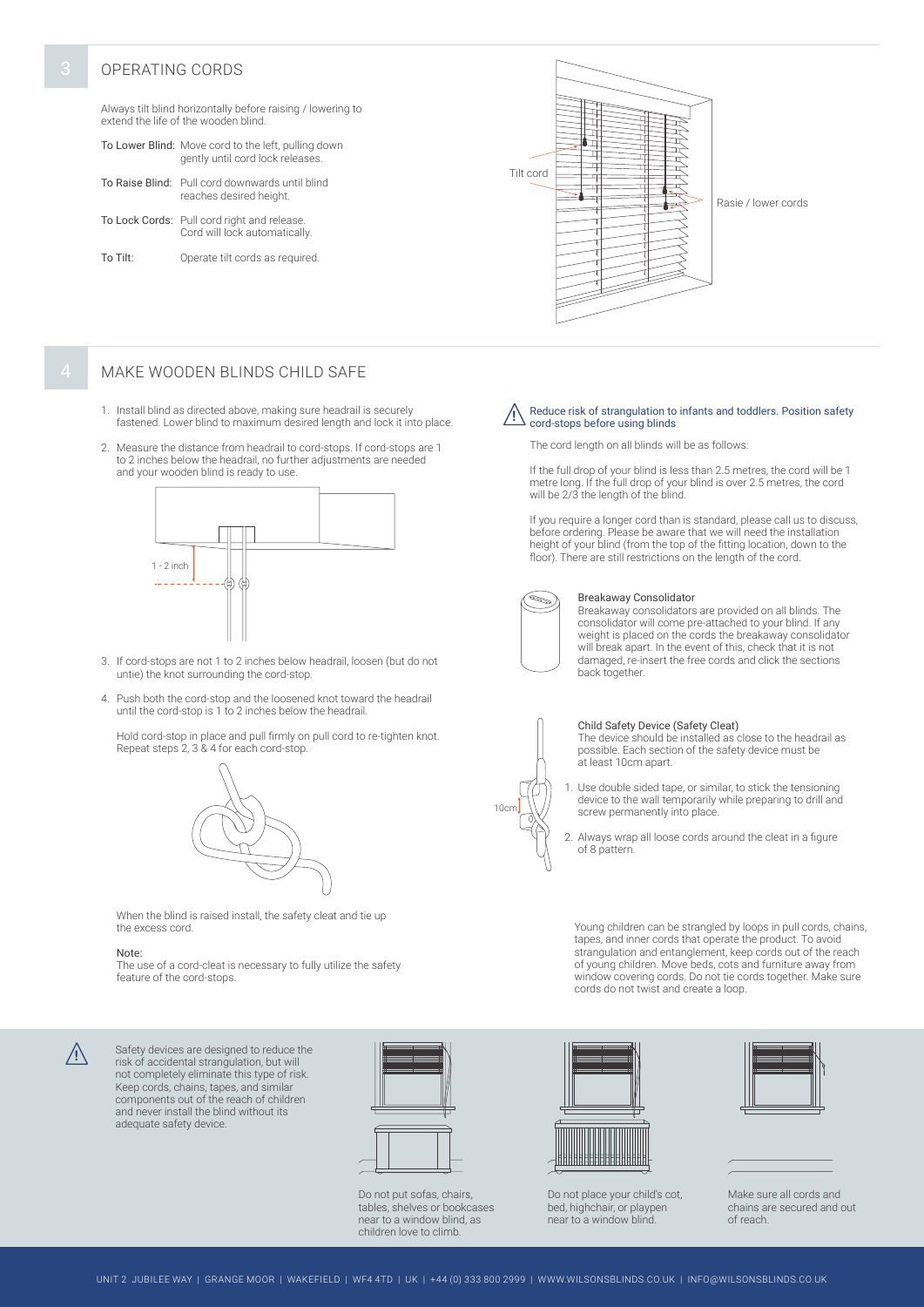## 3 OPERATING CORDS

Always tilt blind horizontally before raising / lowering to extend the life of the wooden blind.

| | |
|---|---|
| To Lower Blind: | Move cord to the left, pulling down gently until cord lock releases. |
| To Raise Blind: | Pull cord downwards until blind reaches desired height. |
| To Lock Cords: | Pull cord right and release. Cord will lock automatically. |
| To Tilt: | Operate tilt cords as required. |

Tilt cord

Rasie / lower cords

## 4 MAKE WOODEN BLINDS CHILD SAFE

1. Install blind as directed above, making sure headrail is securely fastened. Lower blind to maximum desired length and lock it into place.
2. Measure the distance from headrail to cord-stops. If cord-stops are 1 to 2 inches below the headrail, no further adjustments are needed and your wooden blind is ready to use.

1 - 2 inch

3. If cord-stops are not 1 to 2 inches below headrail, loosen (but do not untie) the knot surrounding the cord-stop.
4. Push both the cord-stop and the loosened knot toward the headrail until the cord-stop is 1 to 2 inches below the headrail.

   Hold cord-stop in place and pull firmly on pull cord to re-tighten knot. Repeat steps 2, 3 & 4 for each cord-stop.

When the blind is raised install, the safety cleat and tie up the excess cord.

Note:
The use of a cord-cleat is necessary to fully utilize the safety feature of the cord-stops.

⚠ Reduce risk of strangulation to infants and toddlers. Position safety cord-stops before using blinds

The cord length on all blinds will be as follows:

If the full drop of your blind is less than 2.5 metres, the cord will be 1 metre long. If the full drop of your blind is over 2.5 metres, the cord will be 2/3 the length of the blind.

If you require a longer cord than is standard, please call us to discuss, before ordering. Please be aware that we will need the installation height of your blind (from the top of the fitting location, down to the floor). There are still restrictions on the length of the cord.

### Breakaway Consolidator

Breakaway consolidators are provided on all blinds. The consolidator will come pre-attached to your blind. If any weight is placed on the cords the breakaway consolidator will break apart. In the event of this, check that it is not damaged, re-insert the free cords and click the sections back together.

### Child Safety Device (Safety Cleat)

The device should be installed as close to the headrail as possible. Each section of the safety device must be at least 10cm apart.

10cm

1. Use double sided tape, or similar, to stick the tensioning device to the wall temporarily while preparing to drill and screw permanently into place.
2. Always wrap all loose cords around the cleat in a figure of 8 pattern.

Young children can be strangled by loops in pull cords, chains, tapes, and inner cords that operate the product. To avoid strangulation and entanglement, keep cords out of the reach of young children. Move beds, cots and furniture away from window covering cords. Do not tie cords together. Make sure cords do not twist and create a loop.

⚠ Safety devices are designed to reduce the risk of accidental strangulation, but will not completely eliminate this type of risk. Keep cords, chains, tapes, and similar components out of the reach of children and never install the blind without its adequate safety device.

Do not put sofas, chairs, tables, shelves or bookcases near to a window blind, as children love to climb.

Do not place your child's cot, bed, highchair, or playpen near to a window blind.

Make sure all cords and chains are secured and out of reach.

UNIT 2 JUBILEE WAY | GRANGE MOOR | WAKEFIELD | WF4 4TD | UK | +44 (0) 333 800 2999 | WWW.WILSONSBLINDS.CO.UK | INFO@WILSONSBLINDS.CO.UK